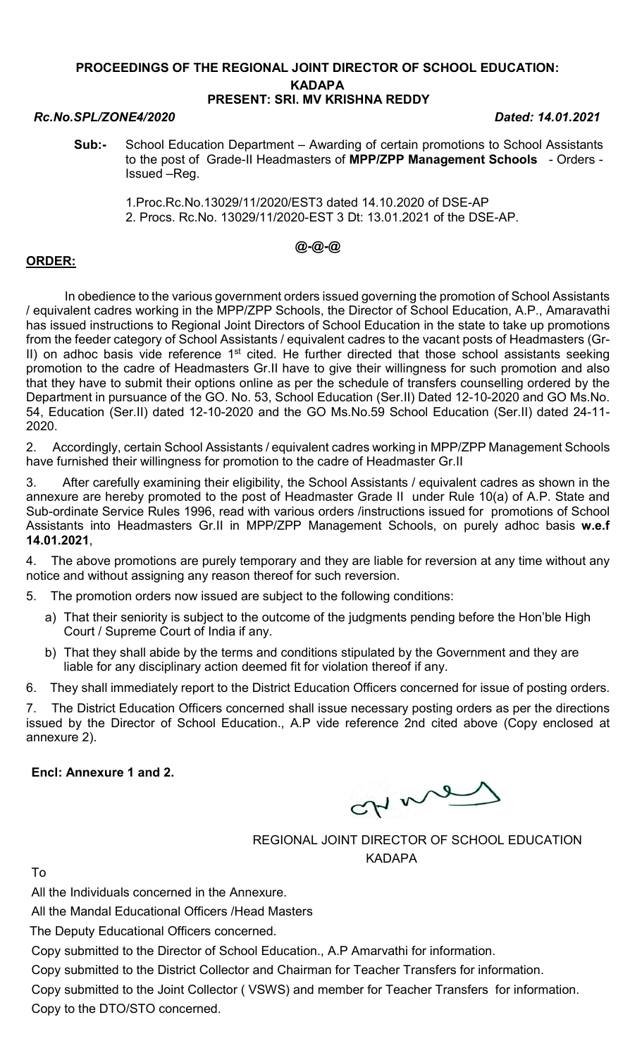**PROCEEDINGS OF THE REGIONAL JOINT DIRECTOR OF SCHOOL EDUCATION: KADAPA**

**PRESENT: SRI. MV KRISHNA REDDY**

***Rc.No.SPL/ZONE4/2020*** ***Dated: 14.01.2021***

**Sub:-** School Education Department – Awarding of certain promotions to School Assistants to the post of Grade-II Headmasters of **MPP/ZPP Management Schools** - Orders - Issued –Reg.

1.Proc.Rc.No.13029/11/2020/EST3 dated 14.10.2020 of DSE-AP
2. Procs. Rc.No. 13029/11/2020-EST 3 Dt: 13.01.2021 of the DSE-AP.

**@-@-@**

**ORDER:**

In obedience to the various government orders issued governing the promotion of School Assistants / equivalent cadres working in the MPP/ZPP Schools, the Director of School Education, A.P., Amaravathi has issued instructions to Regional Joint Directors of School Education in the state to take up promotions from the feeder category of School Assistants / equivalent cadres to the vacant posts of Headmasters (Gr-II) on adhoc basis vide reference 1st cited. He further directed that those school assistants seeking promotion to the cadre of Headmasters Gr.II have to give their willingness for such promotion and also that they have to submit their options online as per the schedule of transfers counselling ordered by the Department in pursuance of the GO. No. 53, School Education (Ser.II) Dated 12-10-2020 and GO Ms.No. 54, Education (Ser.II) dated 12-10-2020 and the GO Ms.No.59 School Education (Ser.II) dated 24-11-2020.

2. Accordingly, certain School Assistants / equivalent cadres working in MPP/ZPP Management Schools have furnished their willingness for promotion to the cadre of Headmaster Gr.II

3. After carefully examining their eligibility, the School Assistants / equivalent cadres as shown in the annexure are hereby promoted to the post of Headmaster Grade II under Rule 10(a) of A.P. State and Sub-ordinate Service Rules 1996, read with various orders /instructions issued for promotions of School Assistants into Headmasters Gr.II in MPP/ZPP Management Schools, on purely adhoc basis **w.e.f 14.01.2021**,

4. The above promotions are purely temporary and they are liable for reversion at any time without any notice and without assigning any reason thereof for such reversion.

5. The promotion orders now issued are subject to the following conditions:

a) That their seniority is subject to the outcome of the judgments pending before the Hon'ble High Court / Supreme Court of India if any.

b) That they shall abide by the terms and conditions stipulated by the Government and they are liable for any disciplinary action deemed fit for violation thereof if any.

6. They shall immediately report to the District Education Officers concerned for issue of posting orders.

7. The District Education Officers concerned shall issue necessary posting orders as per the directions issued by the Director of School Education., A.P vide reference 2nd cited above (Copy enclosed at annexure 2).

**Encl: Annexure 1 and 2.**

REGIONAL JOINT DIRECTOR OF SCHOOL EDUCATION
KADAPA

To

All the Individuals concerned in the Annexure.

All the Mandal Educational Officers /Head Masters

The Deputy Educational Officers concerned.

Copy submitted to the Director of School Education., A.P Amarvathi for information.

Copy submitted to the District Collector and Chairman for Teacher Transfers for information.

Copy submitted to the Joint Collector ( VSWS) and member for Teacher Transfers for information.

Copy to the DTO/STO concerned.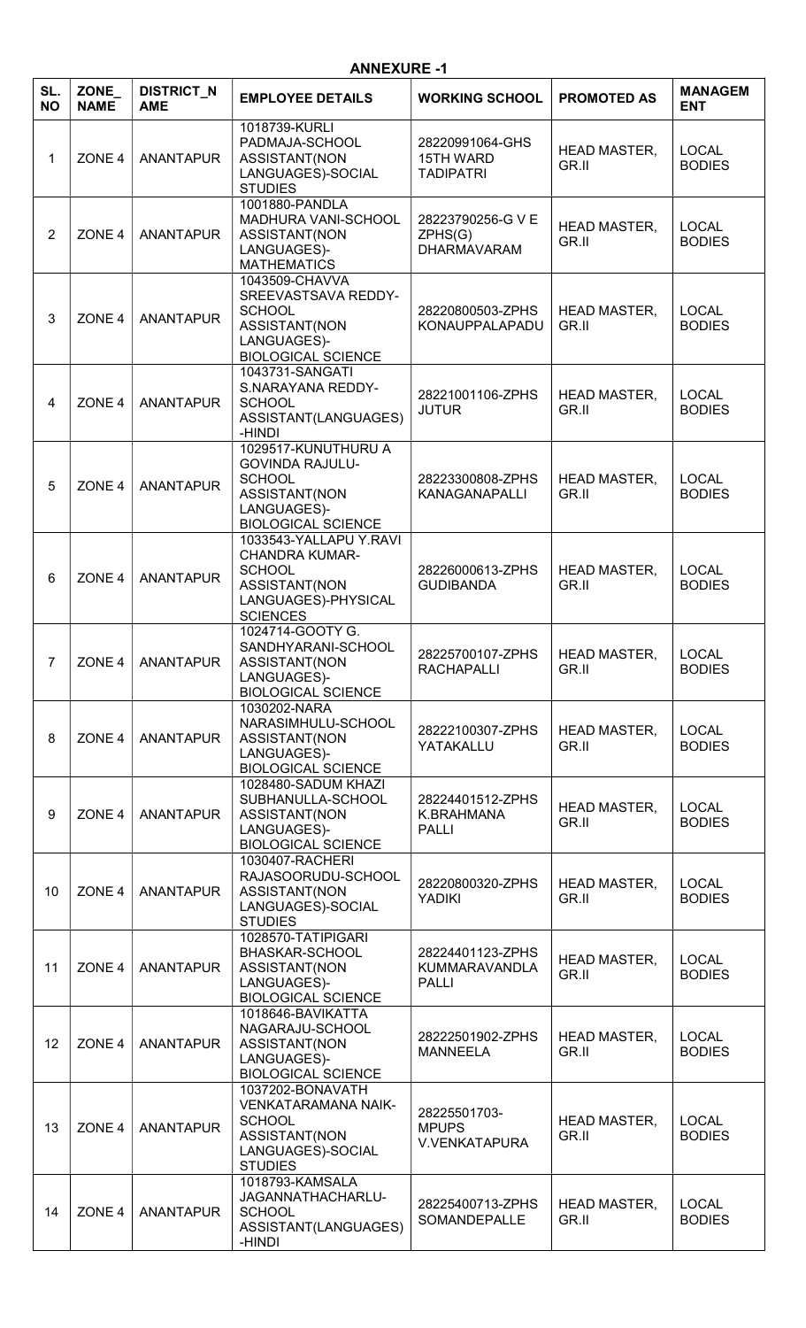**ANNEXURE -1**

| SL. NO | ZONE_NAME | DISTRICT_NAME | EMPLOYEE DETAILS | WORKING SCHOOL | PROMOTED AS | MANAGEMENT |
|---|---|---|---|---|---|---|
| 1 | ZONE 4 | ANANTAPUR | 1018739-KURLI PADMAJA-SCHOOL ASSISTANT(NON LANGUAGES)-SOCIAL STUDIES | 28220991064-GHS 15TH WARD TADIPATRI | HEAD MASTER, GR.II | LOCAL BODIES |
| 2 | ZONE 4 | ANANTAPUR | 1001880-PANDLA MADHURA VANI-SCHOOL ASSISTANT(NON LANGUAGES)-MATHEMATICS | 28223790256-G V E ZPHS(G) DHARMAVARAM | HEAD MASTER, GR.II | LOCAL BODIES |
| 3 | ZONE 4 | ANANTAPUR | 1043509-CHAVVA SREEVASTSAVA REDDY-SCHOOL ASSISTANT(NON LANGUAGES)-BIOLOGICAL SCIENCE | 28220800503-ZPHS KONAUPPALAPADU | HEAD MASTER, GR.II | LOCAL BODIES |
| 4 | ZONE 4 | ANANTAPUR | 1043731-SANGATI S.NARAYANA REDDY-SCHOOL ASSISTANT(LANGUAGES)-HINDI | 28221001106-ZPHS JUTUR | HEAD MASTER, GR.II | LOCAL BODIES |
| 5 | ZONE 4 | ANANTAPUR | 1029517-KUNUTHURU A GOVINDA RAJULU-SCHOOL ASSISTANT(NON LANGUAGES)-BIOLOGICAL SCIENCE | 28223300808-ZPHS KANAGANAPALLI | HEAD MASTER, GR.II | LOCAL BODIES |
| 6 | ZONE 4 | ANANTAPUR | 1033543-YALLAPU Y.RAVI CHANDRA KUMAR-SCHOOL ASSISTANT(NON LANGUAGES)-PHYSICAL SCIENCES | 28226000613-ZPHS GUDIBANDA | HEAD MASTER, GR.II | LOCAL BODIES |
| 7 | ZONE 4 | ANANTAPUR | 1024714-GOOTY G. SANDHYARANI-SCHOOL ASSISTANT(NON LANGUAGES)-BIOLOGICAL SCIENCE | 28225700107-ZPHS RACHAPALLI | HEAD MASTER, GR.II | LOCAL BODIES |
| 8 | ZONE 4 | ANANTAPUR | 1030202-NARA NARASIMHULU-SCHOOL ASSISTANT(NON LANGUAGES)-BIOLOGICAL SCIENCE | 28222100307-ZPHS YATAKALLU | HEAD MASTER, GR.II | LOCAL BODIES |
| 9 | ZONE 4 | ANANTAPUR | 1028480-SADUM KHAZI SUBHANULLA-SCHOOL ASSISTANT(NON LANGUAGES)-BIOLOGICAL SCIENCE | 28224401512-ZPHS K.BRAHMANA PALLI | HEAD MASTER, GR.II | LOCAL BODIES |
| 10 | ZONE 4 | ANANTAPUR | 1030407-RACHERI RAJASOORUDU-SCHOOL ASSISTANT(NON LANGUAGES)-SOCIAL STUDIES | 28220800320-ZPHS YADIKI | HEAD MASTER, GR.II | LOCAL BODIES |
| 11 | ZONE 4 | ANANTAPUR | 1028570-TATIPIGARI BHASKAR-SCHOOL ASSISTANT(NON LANGUAGES)-BIOLOGICAL SCIENCE | 28224401123-ZPHS KUMMARAVANDLA PALLI | HEAD MASTER, GR.II | LOCAL BODIES |
| 12 | ZONE 4 | ANANTAPUR | 1018646-BAVIKATTA NAGARAJU-SCHOOL ASSISTANT(NON LANGUAGES)-BIOLOGICAL SCIENCE | 28222501902-ZPHS MANNEELA | HEAD MASTER, GR.II | LOCAL BODIES |
| 13 | ZONE 4 | ANANTAPUR | 1037202-BONAVATH VENKATARAMANA NAIK-SCHOOL ASSISTANT(NON LANGUAGES)-SOCIAL STUDIES | 28225501703-MPUPS V.VENKATAPURA | HEAD MASTER, GR.II | LOCAL BODIES |
| 14 | ZONE 4 | ANANTAPUR | 1018793-KAMSALA JAGANNATHACHARLU-SCHOOL ASSISTANT(LANGUAGES)-HINDI | 28225400713-ZPHS SOMANDEPALLE | HEAD MASTER, GR.II | LOCAL BODIES |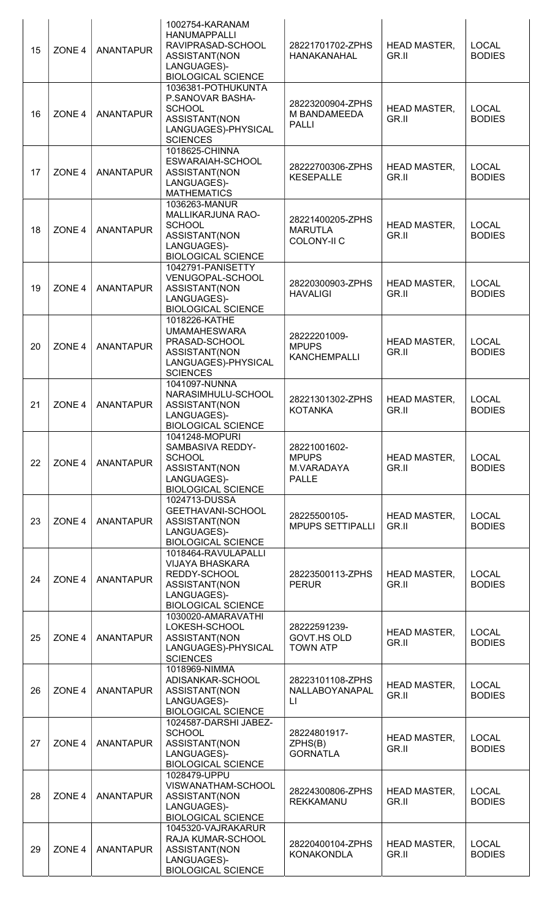| | | | | | | |
|---|---|---|---|---|---|---|
| 15 | ZONE 4 | ANANTAPUR | 1002754-KARANAM HANUMAPPALLI RAVIPRASAD-SCHOOL ASSISTANT(NON LANGUAGES)-BIOLOGICAL SCIENCE | 28221701702-ZPHS HANAKANAHAL | HEAD MASTER, GR.II | LOCAL BODIES |
| 16 | ZONE 4 | ANANTAPUR | 1036381-POTHUKUNTA P.SANOVAR BASHA-SCHOOL ASSISTANT(NON LANGUAGES)-PHYSICAL SCIENCES | 28223200904-ZPHS M BANDAMEEDA PALLI | HEAD MASTER, GR.II | LOCAL BODIES |
| 17 | ZONE 4 | ANANTAPUR | 1018625-CHINNA ESWARAIAH-SCHOOL ASSISTANT(NON LANGUAGES)-MATHEMATICS | 28222700306-ZPHS KESEPALLE | HEAD MASTER, GR.II | LOCAL BODIES |
| 18 | ZONE 4 | ANANTAPUR | 1036263-MANUR MALLIKARJUNA RAO-SCHOOL ASSISTANT(NON LANGUAGES)-BIOLOGICAL SCIENCE | 28221400205-ZPHS MARUTLA COLONY-II C | HEAD MASTER, GR.II | LOCAL BODIES |
| 19 | ZONE 4 | ANANTAPUR | 1042791-PANISETTY VENUGOPAL-SCHOOL ASSISTANT(NON LANGUAGES)-BIOLOGICAL SCIENCE | 28220300903-ZPHS HAVALIGI | HEAD MASTER, GR.II | LOCAL BODIES |
| 20 | ZONE 4 | ANANTAPUR | 1018226-KATHE UMAMAHESWARA PRASAD-SCHOOL ASSISTANT(NON LANGUAGES)-PHYSICAL SCIENCES | 28222201009-MPUPS KANCHEMPALLI | HEAD MASTER, GR.II | LOCAL BODIES |
| 21 | ZONE 4 | ANANTAPUR | 1041097-NUNNA NARASIMHULU-SCHOOL ASSISTANT(NON LANGUAGES)-BIOLOGICAL SCIENCE | 28221301302-ZPHS KOTANKA | HEAD MASTER, GR.II | LOCAL BODIES |
| 22 | ZONE 4 | ANANTAPUR | 1041248-MOPURI SAMBASIVA REDDY-SCHOOL ASSISTANT(NON LANGUAGES)-BIOLOGICAL SCIENCE | 28221001602-MPUPS M.VARADAYA PALLE | HEAD MASTER, GR.II | LOCAL BODIES |
| 23 | ZONE 4 | ANANTAPUR | 1024713-DUSSA GEETHAVANI-SCHOOL ASSISTANT(NON LANGUAGES)-BIOLOGICAL SCIENCE | 28225500105-MPUPS SETTIPALLI | HEAD MASTER, GR.II | LOCAL BODIES |
| 24 | ZONE 4 | ANANTAPUR | 1018464-RAVULAPALLI VIJAYA BHASKARA REDDY-SCHOOL ASSISTANT(NON LANGUAGES)-BIOLOGICAL SCIENCE | 28223500113-ZPHS PERUR | HEAD MASTER, GR.II | LOCAL BODIES |
| 25 | ZONE 4 | ANANTAPUR | 1030020-AMARAVATHI LOKESH-SCHOOL ASSISTANT(NON LANGUAGES)-PHYSICAL SCIENCES | 28222591239-GOVT.HS OLD TOWN ATP | HEAD MASTER, GR.II | LOCAL BODIES |
| 26 | ZONE 4 | ANANTAPUR | 1018969-NIMMA ADISANKAR-SCHOOL ASSISTANT(NON LANGUAGES)-BIOLOGICAL SCIENCE | 28223101108-ZPHS NALLABOYANAPALLI | HEAD MASTER, GR.II | LOCAL BODIES |
| 27 | ZONE 4 | ANANTAPUR | 1024587-DARSHI JABEZ-SCHOOL ASSISTANT(NON LANGUAGES)-BIOLOGICAL SCIENCE | 28224801917-ZPHS(B) GORNATLA | HEAD MASTER, GR.II | LOCAL BODIES |
| 28 | ZONE 4 | ANANTAPUR | 1028479-UPPU VISWANATHAM-SCHOOL ASSISTANT(NON LANGUAGES)-BIOLOGICAL SCIENCE | 28224300806-ZPHS REKKAMANU | HEAD MASTER, GR.II | LOCAL BODIES |
| 29 | ZONE 4 | ANANTAPUR | 1045320-VAJRAKARUR RAJA KUMAR-SCHOOL ASSISTANT(NON LANGUAGES)-BIOLOGICAL SCIENCE | 28220400104-ZPHS KONAKONDLA | HEAD MASTER, GR.II | LOCAL BODIES |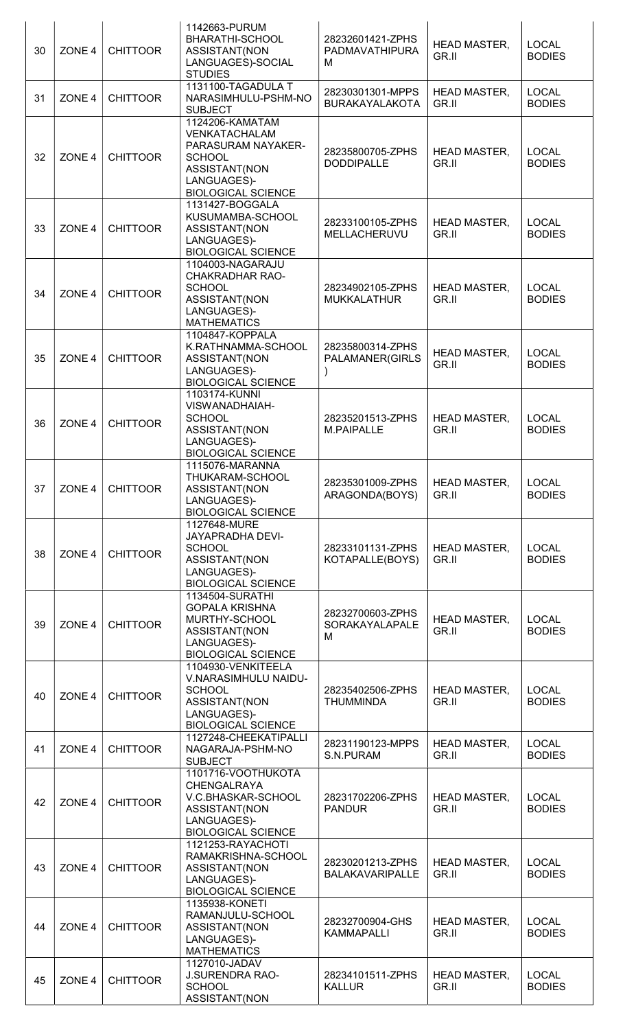| | | | | | | |
|---|---|---|---|---|---|---|
| 30 | ZONE 4 | CHITTOOR | 1142663-PURUM BHARATHI-SCHOOL ASSISTANT(NON LANGUAGES)-SOCIAL STUDIES | 28232601421-ZPHS PADMAVATHIPURAM | HEAD MASTER, GR.II | LOCAL BODIES |
| 31 | ZONE 4 | CHITTOOR | 1131100-TAGADULA T NARASIMHULU-PSHM-NO SUBJECT | 28230301301-MPPS BURAKAYALAKOTA | HEAD MASTER, GR.II | LOCAL BODIES |
| 32 | ZONE 4 | CHITTOOR | 1124206-KAMATAM VENKATACHALAM PARASURAM NAYAKER-SCHOOL ASSISTANT(NON LANGUAGES)-BIOLOGICAL SCIENCE | 28235800705-ZPHS DODDIPALLE | HEAD MASTER, GR.II | LOCAL BODIES |
| 33 | ZONE 4 | CHITTOOR | 1131427-BOGGALA KUSUMAMBA-SCHOOL ASSISTANT(NON LANGUAGES)-BIOLOGICAL SCIENCE | 28233100105-ZPHS MELLACHERUVU | HEAD MASTER, GR.II | LOCAL BODIES |
| 34 | ZONE 4 | CHITTOOR | 1104003-NAGARAJU CHAKRADHAR RAO-SCHOOL ASSISTANT(NON LANGUAGES)-MATHEMATICS | 28234902105-ZPHS MUKKALATHUR | HEAD MASTER, GR.II | LOCAL BODIES |
| 35 | ZONE 4 | CHITTOOR | 1104847-KOPPALA K.RATHNAMMA-SCHOOL ASSISTANT(NON LANGUAGES)-BIOLOGICAL SCIENCE | 28235800314-ZPHS PALAMANER(GIRLS) | HEAD MASTER, GR.II | LOCAL BODIES |
| 36 | ZONE 4 | CHITTOOR | 1103174-KUNNI VISWANADHAIAH-SCHOOL ASSISTANT(NON LANGUAGES)-BIOLOGICAL SCIENCE | 28235201513-ZPHS M.PAIPALLE | HEAD MASTER, GR.II | LOCAL BODIES |
| 37 | ZONE 4 | CHITTOOR | 1115076-MARANNA THUKARAM-SCHOOL ASSISTANT(NON LANGUAGES)-BIOLOGICAL SCIENCE | 28235301009-ZPHS ARAGONDA(BOYS) | HEAD MASTER, GR.II | LOCAL BODIES |
| 38 | ZONE 4 | CHITTOOR | 1127648-MURE JAYAPRADHA DEVI-SCHOOL ASSISTANT(NON LANGUAGES)-BIOLOGICAL SCIENCE | 28233101131-ZPHS KOTAPALLE(BOYS) | HEAD MASTER, GR.II | LOCAL BODIES |
| 39 | ZONE 4 | CHITTOOR | 1134504-SURATHI GOPALA KRISHNA MURTHY-SCHOOL ASSISTANT(NON LANGUAGES)-BIOLOGICAL SCIENCE | 28232700603-ZPHS SORAKAYALAPALEM | HEAD MASTER, GR.II | LOCAL BODIES |
| 40 | ZONE 4 | CHITTOOR | 1104930-VENKITEELA V.NARASIMHULU NAIDU-SCHOOL ASSISTANT(NON LANGUAGES)-BIOLOGICAL SCIENCE | 28235402506-ZPHS THUMMINDA | HEAD MASTER, GR.II | LOCAL BODIES |
| 41 | ZONE 4 | CHITTOOR | 1127248-CHEEKATIPALLI NAGARAJA-PSHM-NO SUBJECT | 28231190123-MPPS S.N.PURAM | HEAD MASTER, GR.II | LOCAL BODIES |
| 42 | ZONE 4 | CHITTOOR | 1101716-VOOTHUKOTA CHENGALRAYA V.C.BHASKAR-SCHOOL ASSISTANT(NON LANGUAGES)-BIOLOGICAL SCIENCE | 28231702206-ZPHS PANDUR | HEAD MASTER, GR.II | LOCAL BODIES |
| 43 | ZONE 4 | CHITTOOR | 1121253-RAYACHOTI RAMAKRISHNA-SCHOOL ASSISTANT(NON LANGUAGES)-BIOLOGICAL SCIENCE | 28230201213-ZPHS BALAKAVARIPALLE | HEAD MASTER, GR.II | LOCAL BODIES |
| 44 | ZONE 4 | CHITTOOR | 1135938-KONETI RAMANJULU-SCHOOL ASSISTANT(NON LANGUAGES)-MATHEMATICS | 28232700904-GHS KAMMAPALLI | HEAD MASTER, GR.II | LOCAL BODIES |
| 45 | ZONE 4 | CHITTOOR | 1127010-JADAV J.SURENDRA RAO-SCHOOL ASSISTANT(NON | 28234101511-ZPHS KALLUR | HEAD MASTER, GR.II | LOCAL BODIES |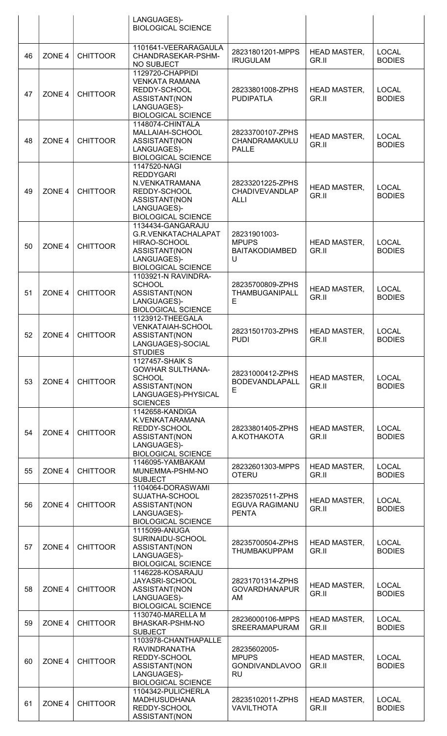| | | | | | | |
|---|---|---|---|---|---|---|
| | | | LANGUAGES)-BIOLOGICAL SCIENCE | | | |
| 46 | ZONE 4 | CHITTOOR | 1101641-VEERARAGAULA CHANDRASEKAR-PSHM-NO SUBJECT | 28231801201-MPPS IRUGULAM | HEAD MASTER, GR.II | LOCAL BODIES |
| 47 | ZONE 4 | CHITTOOR | 1129720-CHAPPIDI VENKATA RAMANA REDDY-SCHOOL ASSISTANT(NON LANGUAGES)-BIOLOGICAL SCIENCE | 28233801008-ZPHS PUDIPATLA | HEAD MASTER, GR.II | LOCAL BODIES |
| 48 | ZONE 4 | CHITTOOR | 1148074-CHINTALA MALLAIAH-SCHOOL ASSISTANT(NON LANGUAGES)-BIOLOGICAL SCIENCE | 28233700107-ZPHS CHANDRAMAKULU PALLE | HEAD MASTER, GR.II | LOCAL BODIES |
| 49 | ZONE 4 | CHITTOOR | 1147520-NAGI REDDYGARI N.VENKATRAMANA REDDY-SCHOOL ASSISTANT(NON LANGUAGES)-BIOLOGICAL SCIENCE | 28233201225-ZPHS CHADIVEVANDLAP ALLI | HEAD MASTER, GR.II | LOCAL BODIES |
| 50 | ZONE 4 | CHITTOOR | 1134434-GANGARAJU G.R.VENKATACHALAPAT HIRAO-SCHOOL ASSISTANT(NON LANGUAGES)-BIOLOGICAL SCIENCE | 28231901003-MPUPS BAITAKODIAMBED U | HEAD MASTER, GR.II | LOCAL BODIES |
| 51 | ZONE 4 | CHITTOOR | 1103921-N RAVINDRA-SCHOOL ASSISTANT(NON LANGUAGES)-BIOLOGICAL SCIENCE | 28235700809-ZPHS THAMBUGANIPALL E | HEAD MASTER, GR.II | LOCAL BODIES |
| 52 | ZONE 4 | CHITTOOR | 1123912-THEEGALA VENKATAIAH-SCHOOL ASSISTANT(NON LANGUAGES)-SOCIAL STUDIES | 28231501703-ZPHS PUDI | HEAD MASTER, GR.II | LOCAL BODIES |
| 53 | ZONE 4 | CHITTOOR | 1127457-SHAIK S GOWHAR SULTHANA-SCHOOL ASSISTANT(NON LANGUAGES)-PHYSICAL SCIENCES | 28231000412-ZPHS BODEVANDLAPALL E | HEAD MASTER, GR.II | LOCAL BODIES |
| 54 | ZONE 4 | CHITTOOR | 1142658-KANDIGA K.VENKATARAMANA REDDY-SCHOOL ASSISTANT(NON LANGUAGES)-BIOLOGICAL SCIENCE | 28233801405-ZPHS A.KOTHAKOTA | HEAD MASTER, GR.II | LOCAL BODIES |
| 55 | ZONE 4 | CHITTOOR | 1146095-YAMBAKAM MUNEMMA-PSHM-NO SUBJECT | 28232601303-MPPS OTERU | HEAD MASTER, GR.II | LOCAL BODIES |
| 56 | ZONE 4 | CHITTOOR | 1104064-DORASWAMI SUJATHA-SCHOOL ASSISTANT(NON LANGUAGES)-BIOLOGICAL SCIENCE | 28235702511-ZPHS EGUVA RAGIMANU PENTA | HEAD MASTER, GR.II | LOCAL BODIES |
| 57 | ZONE 4 | CHITTOOR | 1115099-ANUGA SURINAIDU-SCHOOL ASSISTANT(NON LANGUAGES)-BIOLOGICAL SCIENCE | 28235700504-ZPHS THUMBAKUPPAM | HEAD MASTER, GR.II | LOCAL BODIES |
| 58 | ZONE 4 | CHITTOOR | 1146228-KOSARAJU JAYASRI-SCHOOL ASSISTANT(NON LANGUAGES)-BIOLOGICAL SCIENCE | 28231701314-ZPHS GOVARDHANAPUR AM | HEAD MASTER, GR.II | LOCAL BODIES |
| 59 | ZONE 4 | CHITTOOR | 1130740-MARELLA M BHASKAR-PSHM-NO SUBJECT | 28236000106-MPPS SREERAMAPURAM | HEAD MASTER, GR.II | LOCAL BODIES |
| 60 | ZONE 4 | CHITTOOR | 1103978-CHANTHAPALLE RAVINDRANATHA REDDY-SCHOOL ASSISTANT(NON LANGUAGES)-BIOLOGICAL SCIENCE | 28235602005-MPUPS GONDIVANDLAVOO RU | HEAD MASTER, GR.II | LOCAL BODIES |
| 61 | ZONE 4 | CHITTOOR | 1104342-PULICHERLA MADHUSUDHANA REDDY-SCHOOL ASSISTANT(NON | 28235102011-ZPHS VAVILTHOTA | HEAD MASTER, GR.II | LOCAL BODIES |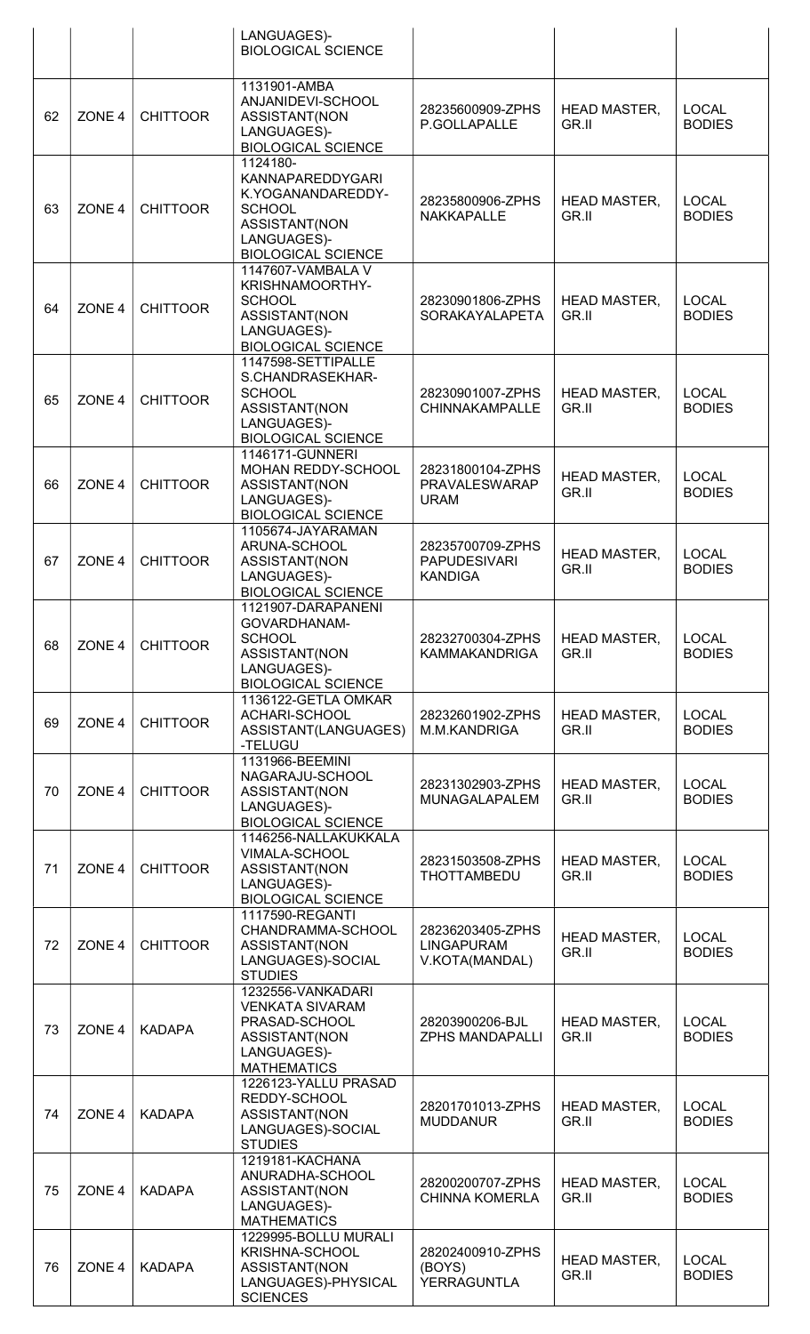| | | | LANGUAGES)-BIOLOGICAL SCIENCE | | | |
|---|---|---|---|---|---|---|
| 62 | ZONE 4 | CHITTOOR | 1131901-AMBA ANJANIDEVI-SCHOOL ASSISTANT(NON LANGUAGES)-BIOLOGICAL SCIENCE | 28235600909-ZPHS P.GOLLAPALLE | HEAD MASTER, GR.II | LOCAL BODIES |
| 63 | ZONE 4 | CHITTOOR | 1124180-KANNAPAREDDYGARI K.YOGANANDAREDDY-SCHOOL ASSISTANT(NON LANGUAGES)-BIOLOGICAL SCIENCE | 28235800906-ZPHS NAKKAPALLE | HEAD MASTER, GR.II | LOCAL BODIES |
| 64 | ZONE 4 | CHITTOOR | 1147607-VAMBALA V KRISHNAMOORTHY-SCHOOL ASSISTANT(NON LANGUAGES)-BIOLOGICAL SCIENCE | 28230901806-ZPHS SORAKAYALAPETA | HEAD MASTER, GR.II | LOCAL BODIES |
| 65 | ZONE 4 | CHITTOOR | 1147598-SETTIPALLE S.CHANDRASEKHAR-SCHOOL ASSISTANT(NON LANGUAGES)-BIOLOGICAL SCIENCE | 28230901007-ZPHS CHINNAKAMPALLE | HEAD MASTER, GR.II | LOCAL BODIES |
| 66 | ZONE 4 | CHITTOOR | 1146171-GUNNERI MOHAN REDDY-SCHOOL ASSISTANT(NON LANGUAGES)-BIOLOGICAL SCIENCE | 28231800104-ZPHS PRAVALESWARAPURAM | HEAD MASTER, GR.II | LOCAL BODIES |
| 67 | ZONE 4 | CHITTOOR | 1105674-JAYARAMAN ARUNA-SCHOOL ASSISTANT(NON LANGUAGES)-BIOLOGICAL SCIENCE | 28235700709-ZPHS PAPUDESIVARI KANDIGA | HEAD MASTER, GR.II | LOCAL BODIES |
| 68 | ZONE 4 | CHITTOOR | 1121907-DARAPANENI GOVARDHANAM-SCHOOL ASSISTANT(NON LANGUAGES)-BIOLOGICAL SCIENCE | 28232700304-ZPHS KAMMAKANDRIGA | HEAD MASTER, GR.II | LOCAL BODIES |
| 69 | ZONE 4 | CHITTOOR | 1136122-GETLA OMKAR ACHARI-SCHOOL ASSISTANT(LANGUAGES)-TELUGU | 28232601902-ZPHS M.M.KANDRIGA | HEAD MASTER, GR.II | LOCAL BODIES |
| 70 | ZONE 4 | CHITTOOR | 1131966-BEEMINI NAGARAJU-SCHOOL ASSISTANT(NON LANGUAGES)-BIOLOGICAL SCIENCE | 28231302903-ZPHS MUNAGALAPALEM | HEAD MASTER, GR.II | LOCAL BODIES |
| 71 | ZONE 4 | CHITTOOR | 1146256-NALLAKUKKALA VIMALA-SCHOOL ASSISTANT(NON LANGUAGES)-BIOLOGICAL SCIENCE | 28231503508-ZPHS THOTTAMBEDU | HEAD MASTER, GR.II | LOCAL BODIES |
| 72 | ZONE 4 | CHITTOOR | 1117590-REGANTI CHANDRAMMA-SCHOOL ASSISTANT(NON LANGUAGES)-SOCIAL STUDIES | 28236203405-ZPHS LINGAPURAM V.KOTA(MANDAL) | HEAD MASTER, GR.II | LOCAL BODIES |
| 73 | ZONE 4 | KADAPA | 1232556-VANKADARI VENKATA SIVARAM PRASAD-SCHOOL ASSISTANT(NON LANGUAGES)-MATHEMATICS | 28203900206-BJL ZPHS MANDAPALLI | HEAD MASTER, GR.II | LOCAL BODIES |
| 74 | ZONE 4 | KADAPA | 1226123-YALLU PRASAD REDDY-SCHOOL ASSISTANT(NON LANGUAGES)-SOCIAL STUDIES | 28201701013-ZPHS MUDDANUR | HEAD MASTER, GR.II | LOCAL BODIES |
| 75 | ZONE 4 | KADAPA | 1219181-KACHANA ANURADHA-SCHOOL ASSISTANT(NON LANGUAGES)-MATHEMATICS | 28200200707-ZPHS CHINNA KOMERLA | HEAD MASTER, GR.II | LOCAL BODIES |
| 76 | ZONE 4 | KADAPA | 1229995-BOLLU MURALI KRISHNA-SCHOOL ASSISTANT(NON LANGUAGES)-PHYSICAL SCIENCES | 28202400910-ZPHS (BOYS) YERRAGUNTLA | HEAD MASTER, GR.II | LOCAL BODIES |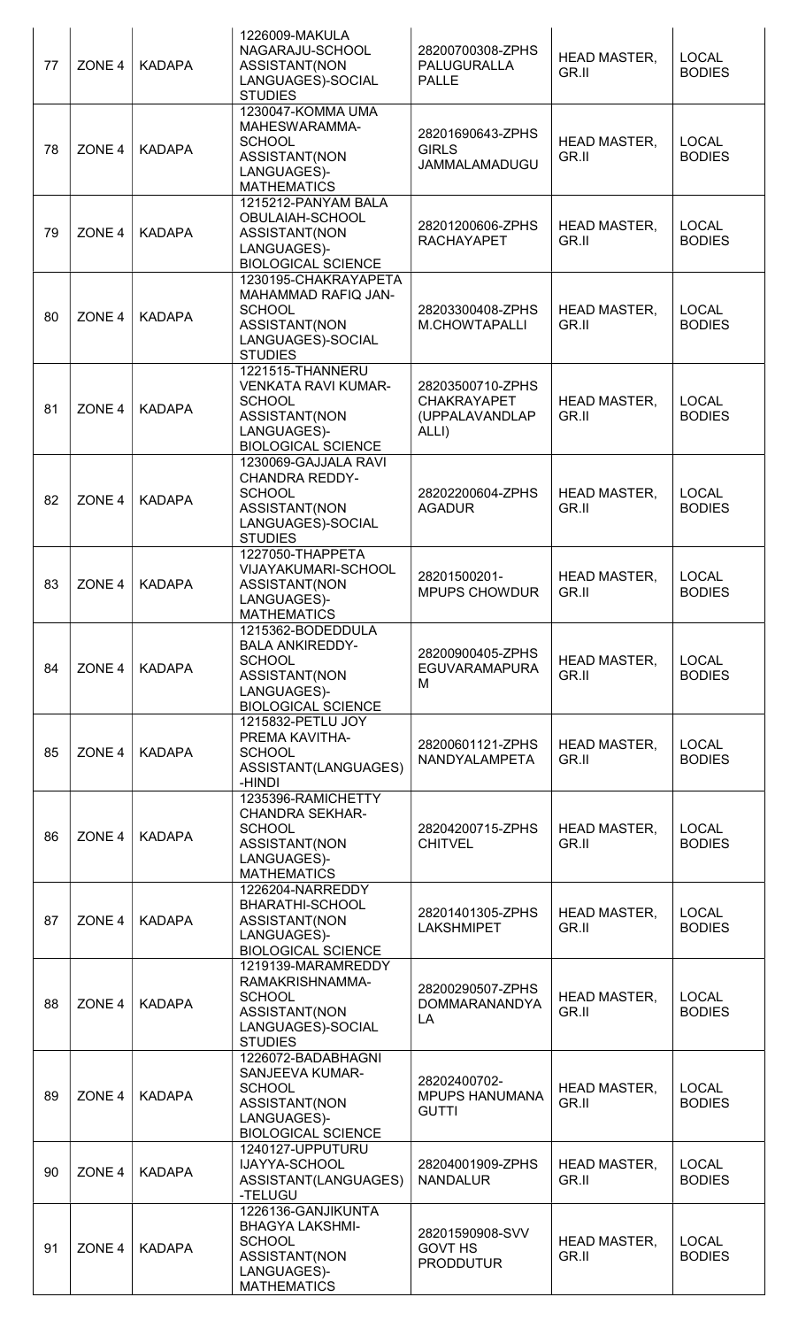| 77 | ZONE 4 | KADAPA | 1226009-MAKULA NAGARAJU-SCHOOL ASSISTANT(NON LANGUAGES)-SOCIAL STUDIES | 28200700308-ZPHS PALUGURALLA PALLE | HEAD MASTER, GR.II | LOCAL BODIES |
|---|---|---|---|---|---|---|
| 78 | ZONE 4 | KADAPA | 1230047-KOMMA UMA MAHESWARAMMA-SCHOOL ASSISTANT(NON LANGUAGES)-MATHEMATICS | 28201690643-ZPHS GIRLS JAMMALAMADUGU | HEAD MASTER, GR.II | LOCAL BODIES |
| 79 | ZONE 4 | KADAPA | 1215212-PANYAM BALA OBULAIAH-SCHOOL ASSISTANT(NON LANGUAGES)-BIOLOGICAL SCIENCE | 28201200606-ZPHS RACHAYAPET | HEAD MASTER, GR.II | LOCAL BODIES |
| 80 | ZONE 4 | KADAPA | 1230195-CHAKRAYAPETA MAHAMMAD RAFIQ JAN-SCHOOL ASSISTANT(NON LANGUAGES)-SOCIAL STUDIES | 28203300408-ZPHS M.CHOWTAPALLI | HEAD MASTER, GR.II | LOCAL BODIES |
| 81 | ZONE 4 | KADAPA | 1221515-THANNERU VENKATA RAVI KUMAR-SCHOOL ASSISTANT(NON LANGUAGES)-BIOLOGICAL SCIENCE | 28203500710-ZPHS CHAKRAYAPET (UPPALAVANDLAPALLI) | HEAD MASTER, GR.II | LOCAL BODIES |
| 82 | ZONE 4 | KADAPA | 1230069-GAJJALA RAVI CHANDRA REDDY-SCHOOL ASSISTANT(NON LANGUAGES)-SOCIAL STUDIES | 28202200604-ZPHS AGADUR | HEAD MASTER, GR.II | LOCAL BODIES |
| 83 | ZONE 4 | KADAPA | 1227050-THAPPETA VIJAYAKUMARI-SCHOOL ASSISTANT(NON LANGUAGES)-MATHEMATICS | 28201500201-MPUPS CHOWDUR | HEAD MASTER, GR.II | LOCAL BODIES |
| 84 | ZONE 4 | KADAPA | 1215362-BODEDDULA BALA ANKIREDDY-SCHOOL ASSISTANT(NON LANGUAGES)-BIOLOGICAL SCIENCE | 28200900405-ZPHS EGUVARAMAPURAM | HEAD MASTER, GR.II | LOCAL BODIES |
| 85 | ZONE 4 | KADAPA | 1215832-PETLU JOY PREMA KAVITHA-SCHOOL ASSISTANT(LANGUAGES)-HINDI | 28200601121-ZPHS NANDYALAMPETA | HEAD MASTER, GR.II | LOCAL BODIES |
| 86 | ZONE 4 | KADAPA | 1235396-RAMICHETTY CHANDRA SEKHAR-SCHOOL ASSISTANT(NON LANGUAGES)-MATHEMATICS | 28204200715-ZPHS CHITVEL | HEAD MASTER, GR.II | LOCAL BODIES |
| 87 | ZONE 4 | KADAPA | 1226204-NARREDDY BHARATHI-SCHOOL ASSISTANT(NON LANGUAGES)-BIOLOGICAL SCIENCE | 28201401305-ZPHS LAKSHMIPET | HEAD MASTER, GR.II | LOCAL BODIES |
| 88 | ZONE 4 | KADAPA | 1219139-MARAMREDDY RAMAKRISHNAMMA-SCHOOL ASSISTANT(NON LANGUAGES)-SOCIAL STUDIES | 28200290507-ZPHS DOMMARANANDYALA | HEAD MASTER, GR.II | LOCAL BODIES |
| 89 | ZONE 4 | KADAPA | 1226072-BADABHAGNI SANJEEVA KUMAR-SCHOOL ASSISTANT(NON LANGUAGES)-BIOLOGICAL SCIENCE | 28202400702-MPUPS HANUMANAGUTTI | HEAD MASTER, GR.II | LOCAL BODIES |
| 90 | ZONE 4 | KADAPA | 1240127-UPPUTURU IJAYYA-SCHOOL ASSISTANT(LANGUAGES)-TELUGU | 28204001909-ZPHS NANDALUR | HEAD MASTER, GR.II | LOCAL BODIES |
| 91 | ZONE 4 | KADAPA | 1226136-GANJIKUNTA BHAGYA LAKSHMI-SCHOOL ASSISTANT(NON LANGUAGES)-MATHEMATICS | 28201590908-SVV GOVT HS PRODDUTUR | HEAD MASTER, GR.II | LOCAL BODIES |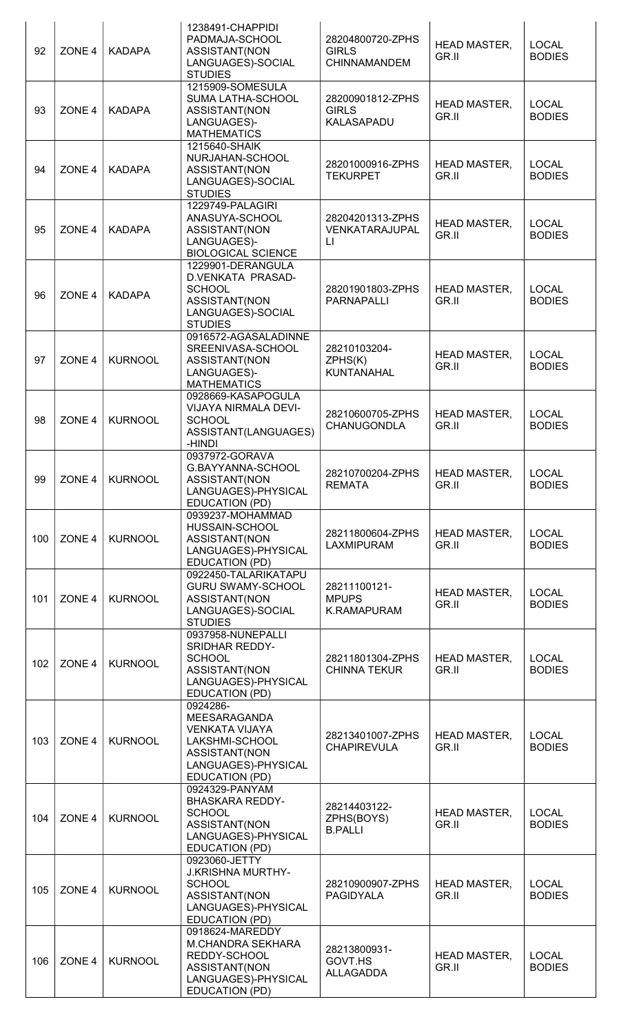| | | | | | | |
|---|---|---|---|---|---|---|
| 92 | ZONE 4 | KADAPA | 1238491-CHAPPIDI PADMAJA-SCHOOL ASSISTANT(NON LANGUAGES)-SOCIAL STUDIES | 28204800720-ZPHS GIRLS CHINNAMANDEM | HEAD MASTER, GR.II | LOCAL BODIES |
| 93 | ZONE 4 | KADAPA | 1215909-SOMESULA SUMA LATHA-SCHOOL ASSISTANT(NON LANGUAGES)-MATHEMATICS | 28200901812-ZPHS GIRLS KALASAPADU | HEAD MASTER, GR.II | LOCAL BODIES |
| 94 | ZONE 4 | KADAPA | 1215640-SHAIK NURJAHAN-SCHOOL ASSISTANT(NON LANGUAGES)-SOCIAL STUDIES | 28201000916-ZPHS TEKURPET | HEAD MASTER, GR.II | LOCAL BODIES |
| 95 | ZONE 4 | KADAPA | 1229749-PALAGIRI ANASUYA-SCHOOL ASSISTANT(NON LANGUAGES)-BIOLOGICAL SCIENCE | 28204201313-ZPHS VENKATARAJUPALLI | HEAD MASTER, GR.II | LOCAL BODIES |
| 96 | ZONE 4 | KADAPA | 1229901-DERANGULA D.VENKATA PRASAD-SCHOOL ASSISTANT(NON LANGUAGES)-SOCIAL STUDIES | 28201901803-ZPHS PARNAPALLI | HEAD MASTER, GR.II | LOCAL BODIES |
| 97 | ZONE 4 | KURNOOL | 0916572-AGASALADINNE SREENIVASA-SCHOOL ASSISTANT(NON LANGUAGES)-MATHEMATICS | 28210103204-ZPHS(K) KUNTANAHAL | HEAD MASTER, GR.II | LOCAL BODIES |
| 98 | ZONE 4 | KURNOOL | 0928669-KASAPOGULA VIJAYA NIRMALA DEVI-SCHOOL ASSISTANT(LANGUAGES)-HINDI | 28210600705-ZPHS CHANUGONDLA | HEAD MASTER, GR.II | LOCAL BODIES |
| 99 | ZONE 4 | KURNOOL | 0937972-GORAVA G.BAYYANNA-SCHOOL ASSISTANT(NON LANGUAGES)-PHYSICAL EDUCATION (PD) | 28210700204-ZPHS REMATA | HEAD MASTER, GR.II | LOCAL BODIES |
| 100 | ZONE 4 | KURNOOL | 0939237-MOHAMMAD HUSSAIN-SCHOOL ASSISTANT(NON LANGUAGES)-PHYSICAL EDUCATION (PD) | 28211800604-ZPHS LAXMIPURAM | HEAD MASTER, GR.II | LOCAL BODIES |
| 101 | ZONE 4 | KURNOOL | 0922450-TALARIKATAPU GURU SWAMY-SCHOOL ASSISTANT(NON LANGUAGES)-SOCIAL STUDIES | 28211100121-MPUPS K.RAMAPURAM | HEAD MASTER, GR.II | LOCAL BODIES |
| 102 | ZONE 4 | KURNOOL | 0937958-NUNEPALLI SRIDHAR REDDY-SCHOOL ASSISTANT(NON LANGUAGES)-PHYSICAL EDUCATION (PD) | 28211801304-ZPHS CHINNA TEKUR | HEAD MASTER, GR.II | LOCAL BODIES |
| 103 | ZONE 4 | KURNOOL | 0924286-MEESARAGANDA VENKATA VIJAYA LAKSHMI-SCHOOL ASSISTANT(NON LANGUAGES)-PHYSICAL EDUCATION (PD) | 28213401007-ZPHS CHAPIREVULA | HEAD MASTER, GR.II | LOCAL BODIES |
| 104 | ZONE 4 | KURNOOL | 0924329-PANYAM BHASKARA REDDY-SCHOOL ASSISTANT(NON LANGUAGES)-PHYSICAL EDUCATION (PD) | 28214403122-ZPHS(BOYS) B.PALLI | HEAD MASTER, GR.II | LOCAL BODIES |
| 105 | ZONE 4 | KURNOOL | 0923060-JETTY J.KRISHNA MURTHY-SCHOOL ASSISTANT(NON LANGUAGES)-PHYSICAL EDUCATION (PD) | 28210900907-ZPHS PAGIDYALA | HEAD MASTER, GR.II | LOCAL BODIES |
| 106 | ZONE 4 | KURNOOL | 0918624-MAREDDY M.CHANDRA SEKHARA REDDY-SCHOOL ASSISTANT(NON LANGUAGES)-PHYSICAL EDUCATION (PD) | 28213800931-GOVT.HS ALLAGADDA | HEAD MASTER, GR.II | LOCAL BODIES |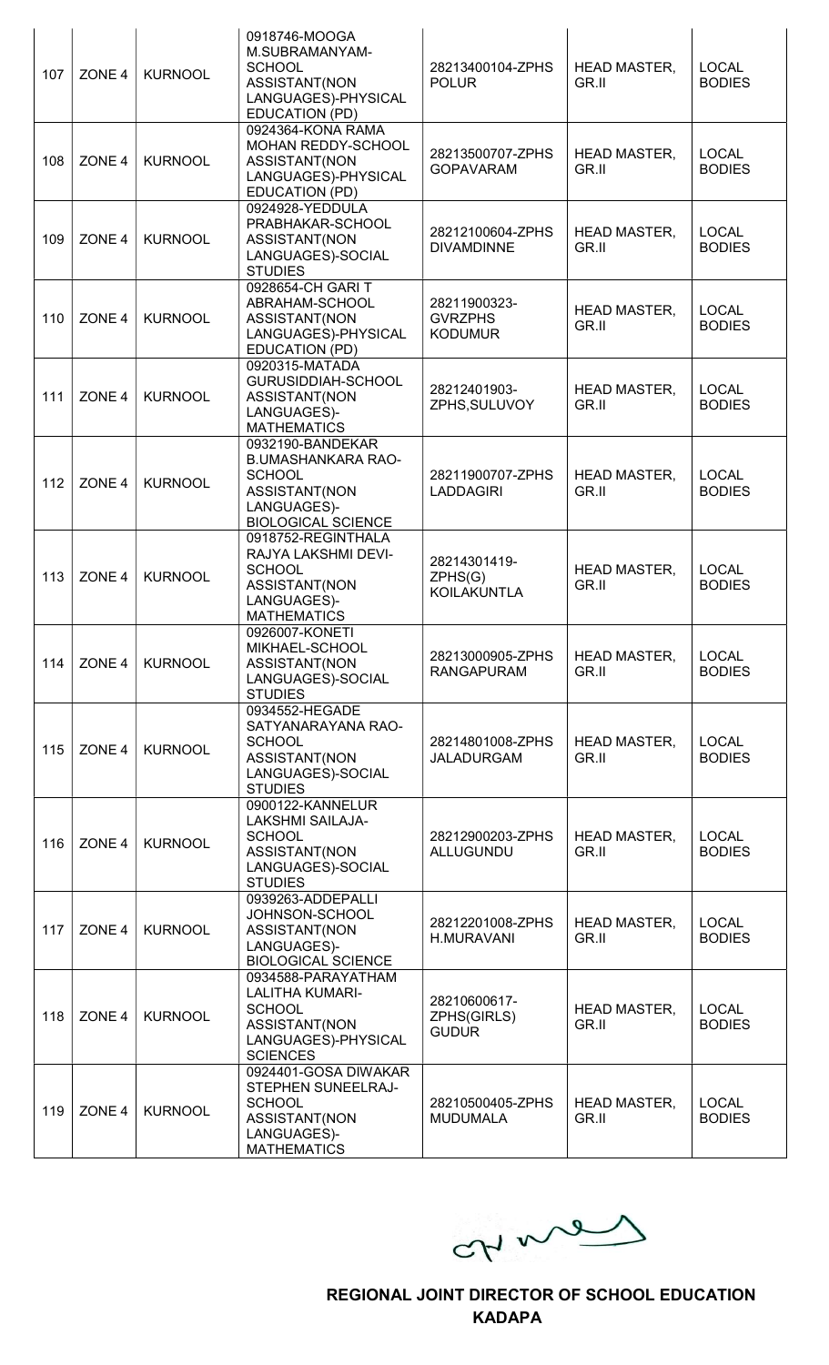| | | | | | | |
|---|---|---|---|---|---|---|
| 107 | ZONE 4 | KURNOOL | 0918746-MOOGA M.SUBRAMANYAM-SCHOOL ASSISTANT(NON LANGUAGES)-PHYSICAL EDUCATION (PD) | 28213400104-ZPHS POLUR | HEAD MASTER, GR.II | LOCAL BODIES |
| 108 | ZONE 4 | KURNOOL | 0924364-KONA RAMA MOHAN REDDY-SCHOOL ASSISTANT(NON LANGUAGES)-PHYSICAL EDUCATION (PD) | 28213500707-ZPHS GOPAVARAM | HEAD MASTER, GR.II | LOCAL BODIES |
| 109 | ZONE 4 | KURNOOL | 0924928-YEDDULA PRABHAKAR-SCHOOL ASSISTANT(NON LANGUAGES)-SOCIAL STUDIES | 28212100604-ZPHS DIVAMDINNE | HEAD MASTER, GR.II | LOCAL BODIES |
| 110 | ZONE 4 | KURNOOL | 0928654-CH GARI T ABRAHAM-SCHOOL ASSISTANT(NON LANGUAGES)-PHYSICAL EDUCATION (PD) | 28211900323-GVRZPHS KODUMUR | HEAD MASTER, GR.II | LOCAL BODIES |
| 111 | ZONE 4 | KURNOOL | 0920315-MATADA GURUSIDDIAH-SCHOOL ASSISTANT(NON LANGUAGES)-MATHEMATICS | 28212401903-ZPHS,SULUVOY | HEAD MASTER, GR.II | LOCAL BODIES |
| 112 | ZONE 4 | KURNOOL | 0932190-BANDEKAR B.UMASHANKARA RAO-SCHOOL ASSISTANT(NON LANGUAGES)-BIOLOGICAL SCIENCE | 28211900707-ZPHS LADDAGIRI | HEAD MASTER, GR.II | LOCAL BODIES |
| 113 | ZONE 4 | KURNOOL | 0918752-REGINTHALA RAJYA LAKSHMI DEVI-SCHOOL ASSISTANT(NON LANGUAGES)-MATHEMATICS | 28214301419-ZPHS(G) KOILAKUNTLA | HEAD MASTER, GR.II | LOCAL BODIES |
| 114 | ZONE 4 | KURNOOL | 0926007-KONETI MIKHAEL-SCHOOL ASSISTANT(NON LANGUAGES)-SOCIAL STUDIES | 28213000905-ZPHS RANGAPURAM | HEAD MASTER, GR.II | LOCAL BODIES |
| 115 | ZONE 4 | KURNOOL | 0934552-HEGADE SATYANARAYANA RAO-SCHOOL ASSISTANT(NON LANGUAGES)-SOCIAL STUDIES | 28214801008-ZPHS JALADURGAM | HEAD MASTER, GR.II | LOCAL BODIES |
| 116 | ZONE 4 | KURNOOL | 0900122-KANNELUR LAKSHMI SAILAJA-SCHOOL ASSISTANT(NON LANGUAGES)-SOCIAL STUDIES | 28212900203-ZPHS ALLUGUNDU | HEAD MASTER, GR.II | LOCAL BODIES |
| 117 | ZONE 4 | KURNOOL | 0939263-ADDEPALLI JOHNSON-SCHOOL ASSISTANT(NON LANGUAGES)-BIOLOGICAL SCIENCE | 28212201008-ZPHS H.MURAVANI | HEAD MASTER, GR.II | LOCAL BODIES |
| 118 | ZONE 4 | KURNOOL | 0934588-PARAYATHAM LALITHA KUMARI-SCHOOL ASSISTANT(NON LANGUAGES)-PHYSICAL SCIENCES | 28210600617-ZPHS(GIRLS) GUDUR | HEAD MASTER, GR.II | LOCAL BODIES |
| 119 | ZONE 4 | KURNOOL | 0924401-GOSA DIWAKAR STEPHEN SUNEELRAJ-SCHOOL ASSISTANT(NON LANGUAGES)-MATHEMATICS | 28210500405-ZPHS MUDUMALA | HEAD MASTER, GR.II | LOCAL BODIES |

**REGIONAL JOINT DIRECTOR OF SCHOOL EDUCATION**
**KADAPA**